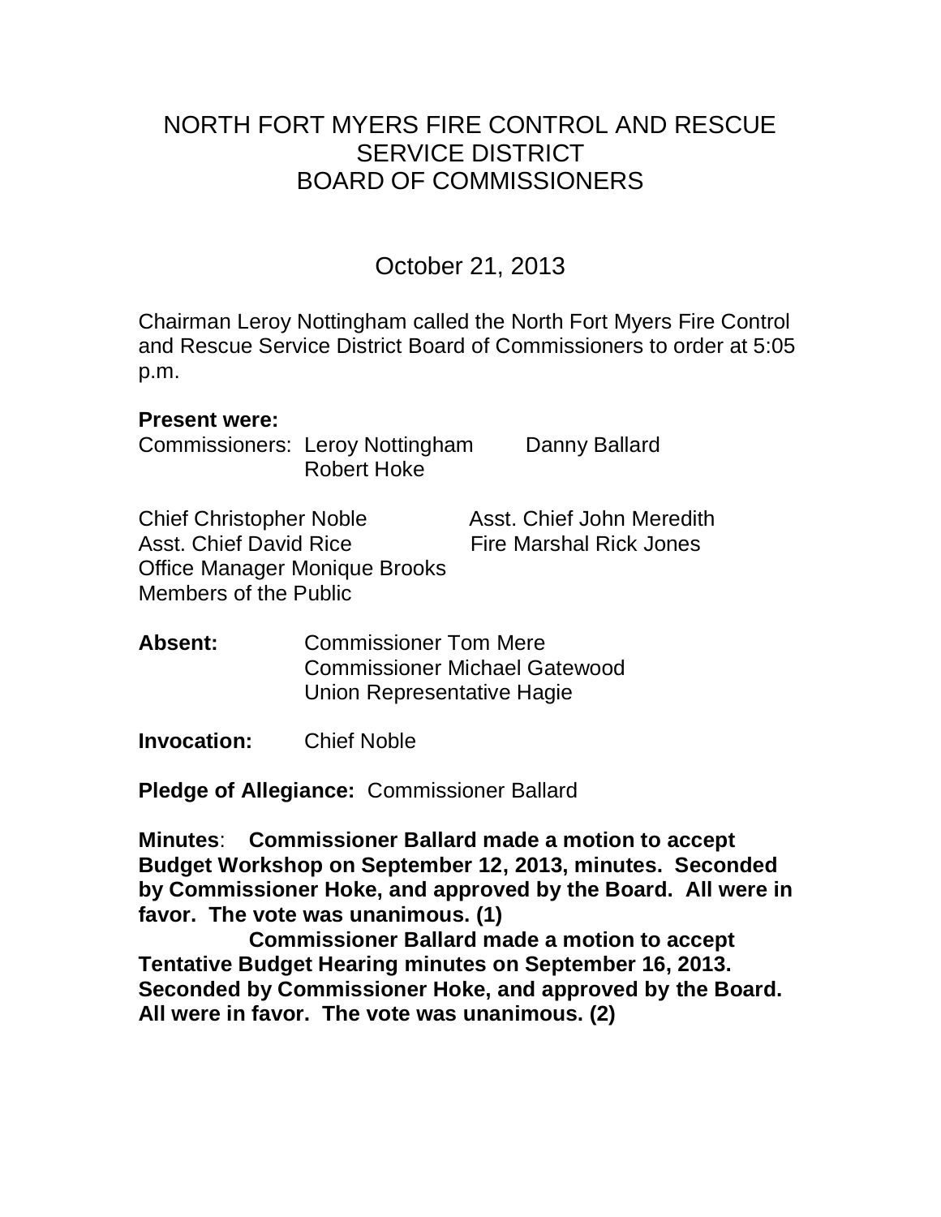# NORTH FORT MYERS FIRE CONTROL AND RESCUE SERVICE DISTRICT BOARD OF COMMISSIONERS

## October 21, 2013

Chairman Leroy Nottingham called the North Fort Myers Fire Control and Rescue Service District Board of Commissioners to order at 5:05 p.m.

**Present were:**

Commissioners: Leroy Nottingham, Danny Ballard, Robert Hoke

Chief Christopher Noble
Asst. Chief John Meredith
Asst. Chief David Rice
Fire Marshal Rick Jones
Office Manager Monique Brooks
Members of the Public

**Absent:** Commissioner Tom Mere
Commissioner Michael Gatewood
Union Representative Hagie

**Invocation:** Chief Noble

**Pledge of Allegiance:** Commissioner Ballard

**Minutes**: **Commissioner Ballard made a motion to accept Budget Workshop on September 12, 2013, minutes. Seconded by Commissioner Hoke, and approved by the Board. All were in favor. The vote was unanimous. (1)**

**Commissioner Ballard made a motion to accept Tentative Budget Hearing minutes on September 16, 2013. Seconded by Commissioner Hoke, and approved by the Board. All were in favor. The vote was unanimous. (2)**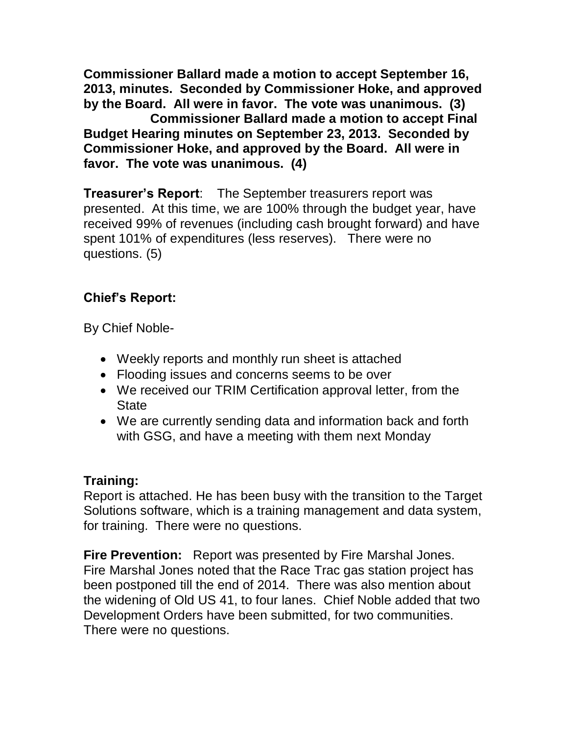**Commissioner Ballard made a motion to accept September 16, 2013, minutes. Seconded by Commissioner Hoke, and approved by the Board. All were in favor. The vote was unanimous. (3)**

**Commissioner Ballard made a motion to accept Final Budget Hearing minutes on September 23, 2013. Seconded by Commissioner Hoke, and approved by the Board. All were in favor. The vote was unanimous. (4)**

**Treasurer's Report**: The September treasurers report was presented. At this time, we are 100% through the budget year, have received 99% of revenues (including cash brought forward) and have spent 101% of expenditures (less reserves). There were no questions. (5)

### Chief's Report:

By Chief Noble-

- Weekly reports and monthly run sheet is attached
- Flooding issues and concerns seems to be over
- We received our TRIM Certification approval letter, from the State
- We are currently sending data and information back and forth with GSG, and have a meeting with them next Monday

### Training:

Report is attached. He has been busy with the transition to the Target Solutions software, which is a training management and data system, for training. There were no questions.

**Fire Prevention:** Report was presented by Fire Marshal Jones. Fire Marshal Jones noted that the Race Trac gas station project has been postponed till the end of 2014. There was also mention about the widening of Old US 41, to four lanes. Chief Noble added that two Development Orders have been submitted, for two communities. There were no questions.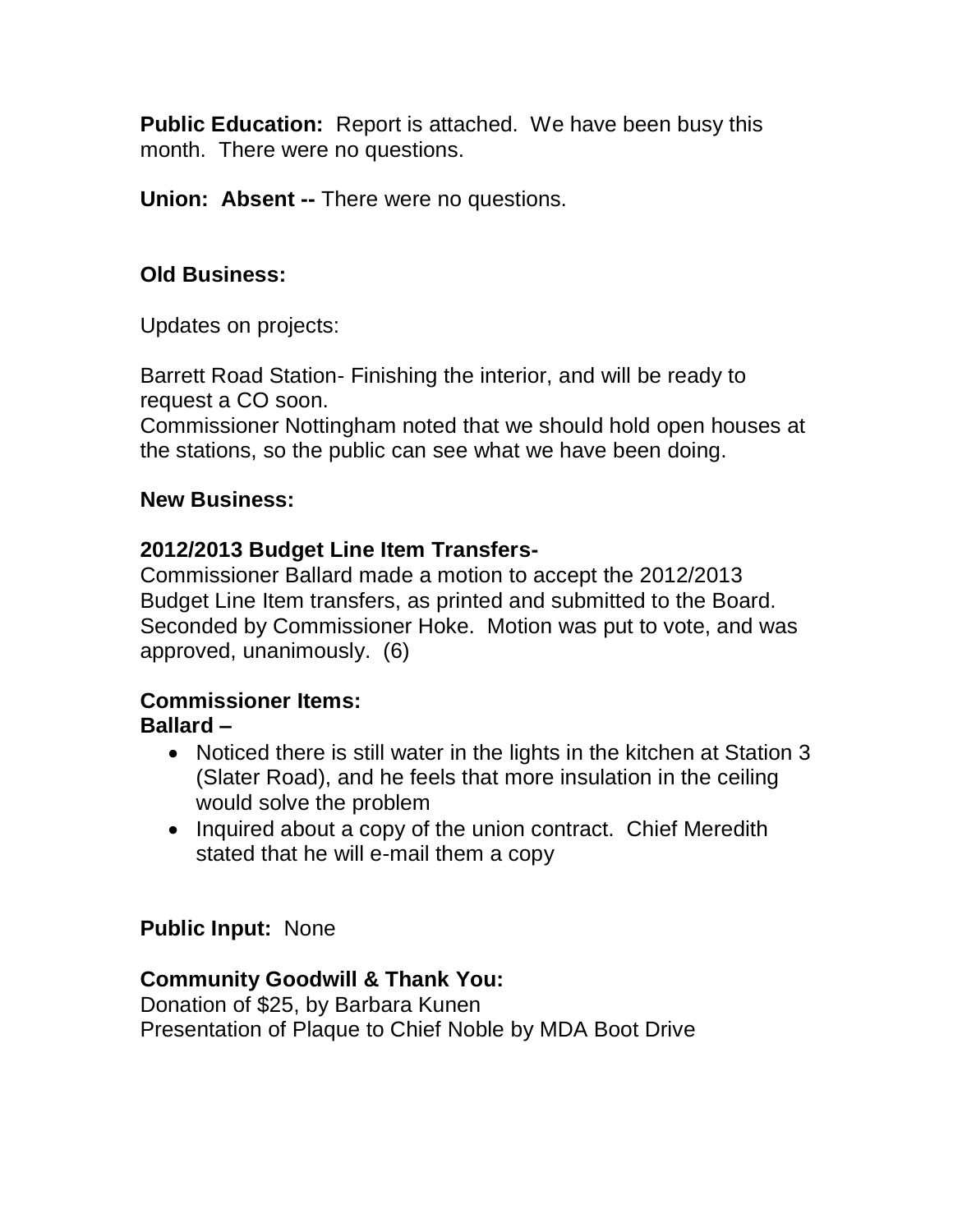**Public Education:** Report is attached. We have been busy this month. There were no questions.

**Union: Absent --** There were no questions.

**Old Business:**

Updates on projects:

Barrett Road Station- Finishing the interior, and will be ready to request a CO soon.
Commissioner Nottingham noted that we should hold open houses at the stations, so the public can see what we have been doing.

**New Business:**

**2012/2013 Budget Line Item Transfers-**
Commissioner Ballard made a motion to accept the 2012/2013 Budget Line Item transfers, as printed and submitted to the Board. Seconded by Commissioner Hoke. Motion was put to vote, and was approved, unanimously. (6)

**Commissioner Items:**
**Ballard –**

- Noticed there is still water in the lights in the kitchen at Station 3 (Slater Road), and he feels that more insulation in the ceiling would solve the problem
- Inquired about a copy of the union contract. Chief Meredith stated that he will e-mail them a copy

**Public Input:** None

**Community Goodwill & Thank You:**
Donation of $25, by Barbara Kunen
Presentation of Plaque to Chief Noble by MDA Boot Drive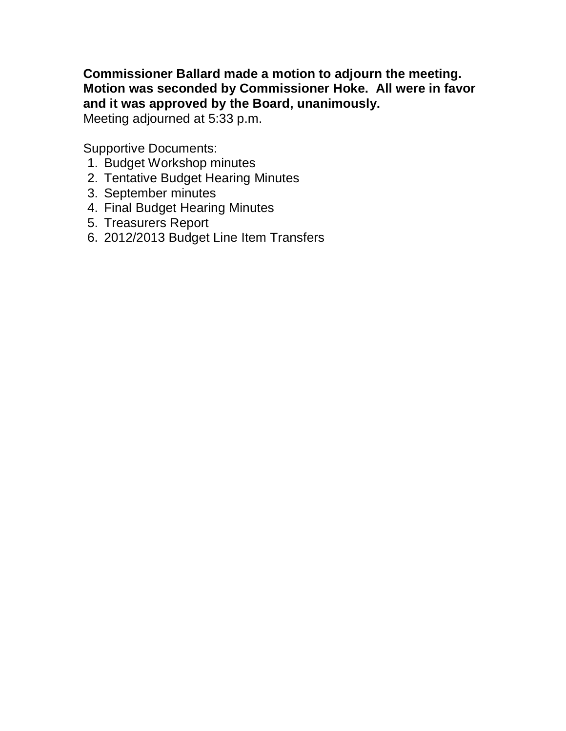**Commissioner Ballard made a motion to adjourn the meeting. Motion was seconded by Commissioner Hoke. All were in favor and it was approved by the Board, unanimously.**

Meeting adjourned at 5:33 p.m.

Supportive Documents:

1. Budget Workshop minutes
2. Tentative Budget Hearing Minutes
3. September minutes
4. Final Budget Hearing Minutes
5. Treasurers Report
6. 2012/2013 Budget Line Item Transfers